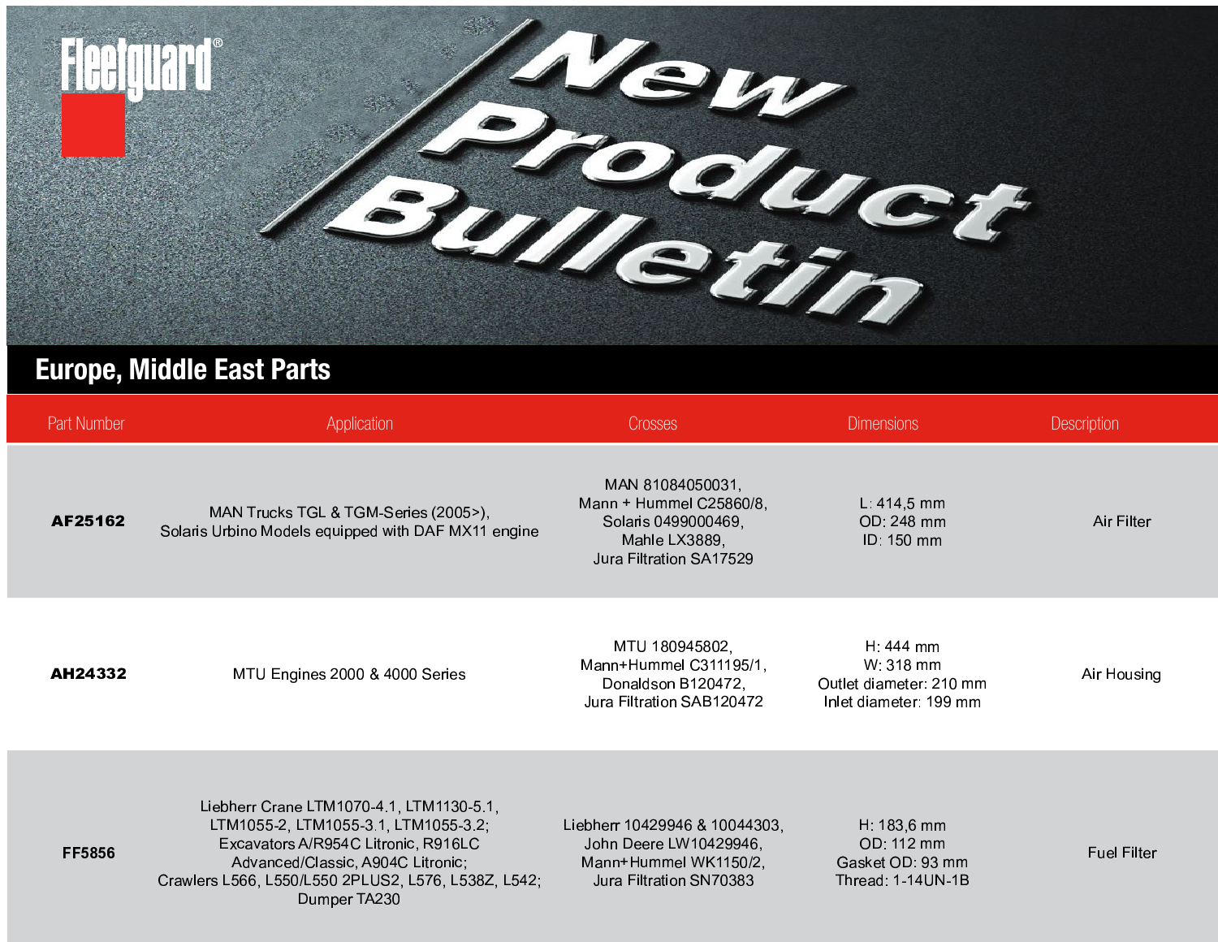Fleetguard®

# New Product Bulletin

## Europe, Middle East Parts

| Part Number | Application | Crosses | Dimensions | Description |
|---|---|---|---|---|
| **AF25162** | MAN Trucks TGL & TGM-Series (2005>),<br>Solaris Urbino Models equipped with DAF MX11 engine | MAN 81084050031,<br>Mann + Hummel C25860/8,<br>Solaris 0499000469,<br>Mahle LX3889,<br>Jura Filtration SA17529 | L: 414,5 mm<br>OD: 248 mm<br>ID: 150 mm | Air Filter |
| **AH24332** | MTU Engines 2000 & 4000 Series | MTU 180945802,<br>Mann+Hummel C311195/1,<br>Donaldson B120472,<br>Jura Filtration SAB120472 | H: 444 mm<br>W: 318 mm<br>Outlet diameter: 210 mm<br>Inlet diameter: 199 mm | Air Housing |
| **FF5856** | Liebherr Crane LTM1070-4.1, LTM1130-5.1,<br>LTM1055-2, LTM1055-3.1, LTM1055-3.2;<br>Excavators A/R954C Litronic, R916LC<br>Advanced/Classic, A904C Litronic;<br>Crawlers L566, L550/L550 2PLUS2, L576, L538Z, L542;<br>Dumper TA230 | Liebherr 10429946 & 10044303,<br>John Deere LW10429946,<br>Mann+Hummel WK1150/2,<br>Jura Filtration SN70383 | H: 183,6 mm<br>OD: 112 mm<br>Gasket OD: 93 mm<br>Thread: 1-14UN-1B | Fuel Filter |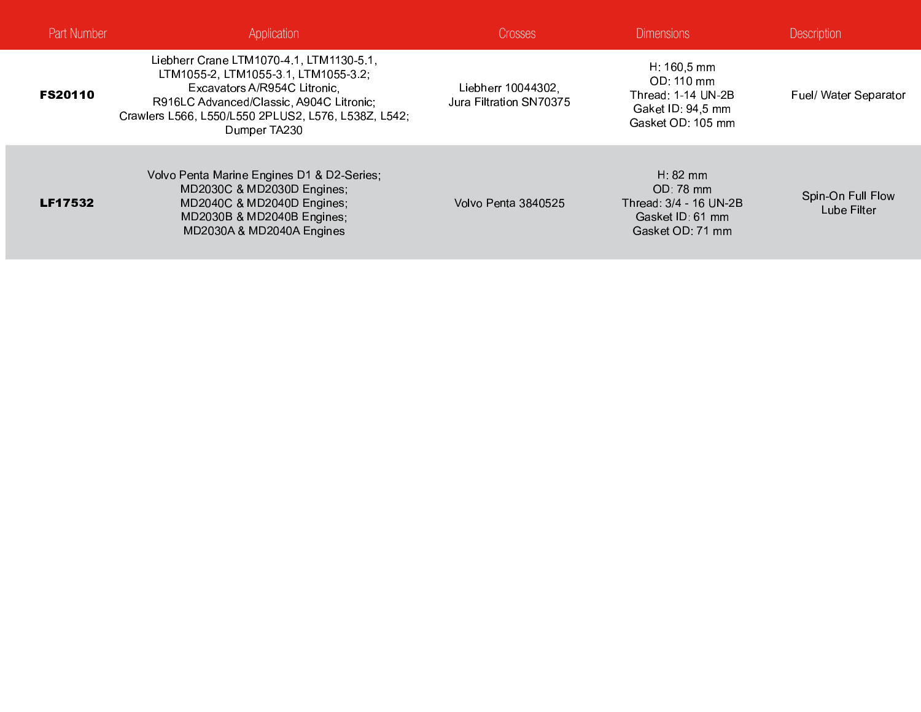| Part Number | Application | Crosses | Dimensions | Description |
|---|---|---|---|---|
| **FS20110** | Liebherr Crane LTM1070-4.1, LTM1130-5.1, LTM1055-2, LTM1055-3.1, LTM1055-3.2; Excavators A/R954C Litronic, R916LC Advanced/Classic, A904C Litronic; Crawlers L566, L550/L550 2PLUS2, L576, L538Z, L542; Dumper TA230 | Liebherr 10044302, Jura Filtration SN70375 | H: 160,5 mm<br>OD: 110 mm<br>Thread: 1-14 UN-2B<br>Gaket ID: 94,5 mm<br>Gasket OD: 105 mm | Fuel/ Water Separator |
| **LF17532** | Volvo Penta Marine Engines D1 & D2-Series; MD2030C & MD2030D Engines; MD2040C & MD2040D Engines; MD2030B & MD2040B Engines; MD2030A & MD2040A Engines | Volvo Penta 3840525 | H: 82 mm<br>OD: 78 mm<br>Thread: 3/4 - 16 UN-2B<br>Gasket ID: 61 mm<br>Gasket OD: 71 mm | Spin-On Full Flow Lube Filter |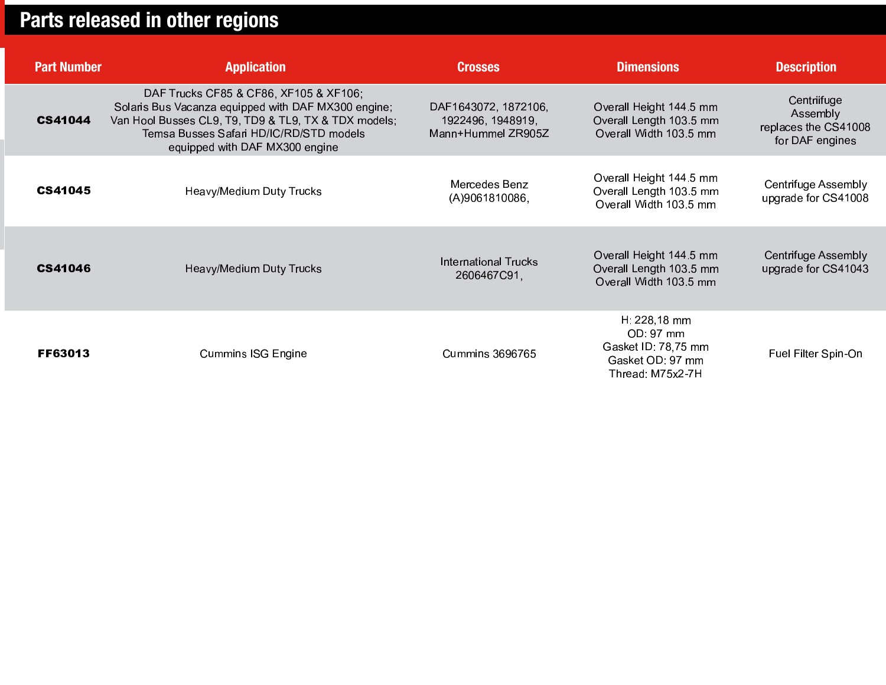## Parts released in other regions

| Part Number | Application | Crosses | Dimensions | Description |
|---|---|---|---|---|
| **CS41044** | DAF Trucks CF85 & CF86, XF105 & XF106; Solaris Bus Vacanza equipped with DAF MX300 engine; Van Hool Busses CL9, T9, TD9 & TL9, TX & TDX models; Temsa Busses Safari HD/IC/RD/STD models equipped with DAF MX300 engine | DAF1643072, 1872106, 1922496, 1948919, Mann+Hummel ZR905Z | Overall Height 144.5 mm Overall Length 103.5 mm Overall Width 103.5 mm | Centriifuge Assembly replaces the CS41008 for DAF engines |
| **CS41045** | Heavy/Medium Duty Trucks | Mercedes Benz (A)9061810086, | Overall Height 144.5 mm Overall Length 103.5 mm Overall Width 103.5 mm | Centrifuge Assembly upgrade for CS41008 |
| **CS41046** | Heavy/Medium Duty Trucks | International Trucks 2606467C91, | Overall Height 144.5 mm Overall Length 103.5 mm Overall Width 103.5 mm | Centrifuge Assembly upgrade for CS41043 |
| **FF63013** | Cummins ISG Engine | Cummins 3696765 | H: 228,18 mm OD: 97 mm Gasket ID: 78,75 mm Gasket OD: 97 mm Thread: M75x2-7H | Fuel Filter Spin-On |